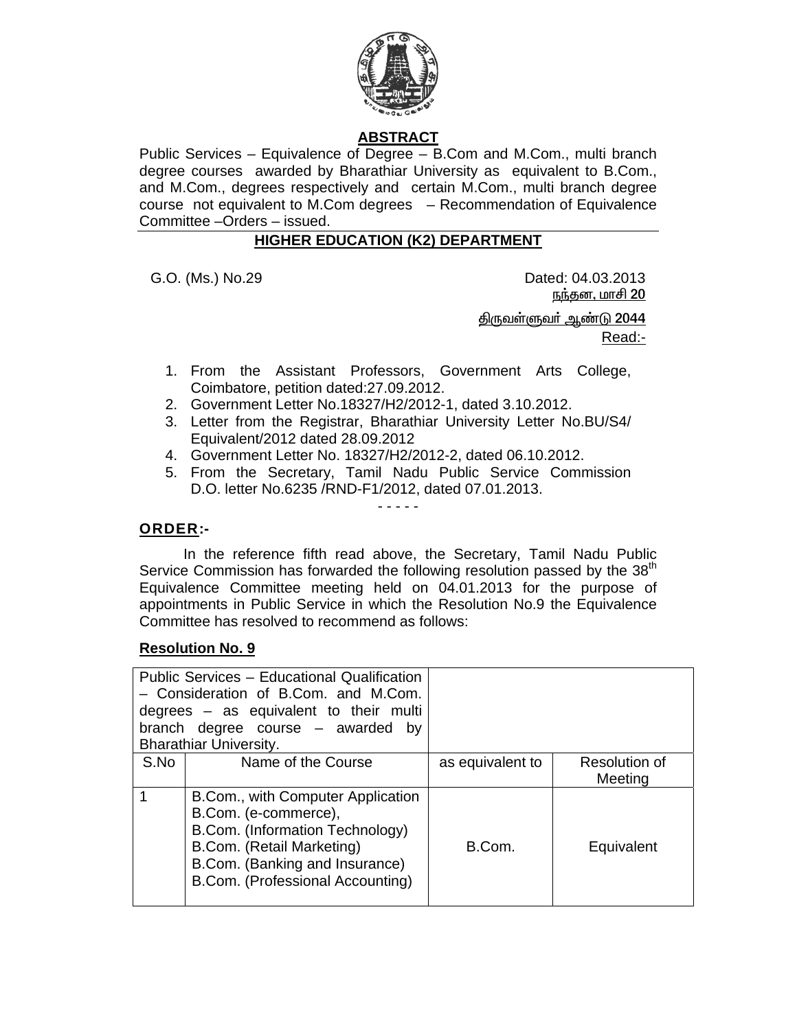## ABSTRACT

Public Services – Equivalence of Degree – B.Com and M.Com., multi branch degree courses awarded by Bharathiar University as equivalent to B.Com., and M.Com., degrees respectively and certain M.Com., multi branch degree course not equivalent to M.Com degrees – Recommendation of Equivalence Committee –Orders – issued.

## HIGHER EDUCATION (K2) DEPARTMENT

G.O. (Ms.) No.29 Dated: 04.03.2013

நந்தன, மாசி 20

திருவள்ளுவர் ஆண்டு 2044

Read:-

1. From the Assistant Professors, Government Arts College, Coimbatore, petition dated:27.09.2012.
2. Government Letter No.18327/H2/2012-1, dated 3.10.2012.
3. Letter from the Registrar, Bharathiar University Letter No.BU/S4/ Equivalent/2012 dated 28.09.2012
4. Government Letter No. 18327/H2/2012-2, dated 06.10.2012.
5. From the Secretary, Tamil Nadu Public Service Commission D.O. letter No.6235 /RND-F1/2012, dated 07.01.2013.

- - - - -

**ORDER:-**

In the reference fifth read above, the Secretary, Tamil Nadu Public Service Commission has forwarded the following resolution passed by the 38th Equivalence Committee meeting held on 04.01.2013 for the purpose of appointments in Public Service in which the Resolution No.9 the Equivalence Committee has resolved to recommend as follows:

**Resolution No. 9**

| Public Services – Educational Qualification – Consideration of B.Com. and M.Com. degrees – as equivalent to their multi branch degree course – awarded by Bharathiar University. | | | |
|---|---|---|---|
| S.No | Name of the Course | as equivalent to | Resolution of Meeting |
| 1 | B.Com., with Computer Application<br>B.Com. (e-commerce),<br>B.Com. (Information Technology)<br>B.Com. (Retail Marketing)<br>B.Com. (Banking and Insurance)<br>B.Com. (Professional Accounting) | B.Com. | Equivalent |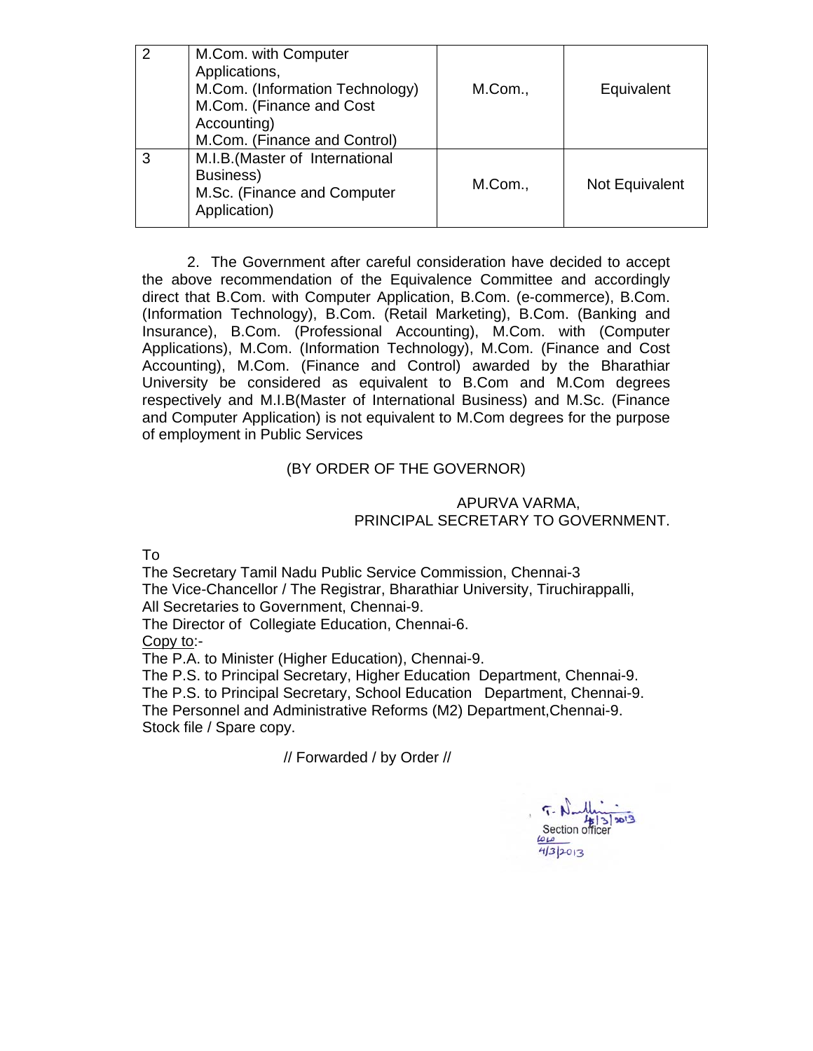| | | | |
|---|---|---|---|
| 2 | M.Com. with Computer Applications,<br>M.Com. (Information Technology)<br>M.Com. (Finance and Cost Accounting)<br>M.Com. (Finance and Control) | M.Com., | Equivalent |
| 3 | M.I.B.(Master of International Business)<br>M.Sc. (Finance and Computer Application) | M.Com., | Not Equivalent |

2. The Government after careful consideration have decided to accept the above recommendation of the Equivalence Committee and accordingly direct that B.Com. with Computer Application, B.Com. (e-commerce), B.Com. (Information Technology), B.Com. (Retail Marketing), B.Com. (Banking and Insurance), B.Com. (Professional Accounting), M.Com. with (Computer Applications), M.Com. (Information Technology), M.Com. (Finance and Cost Accounting), M.Com. (Finance and Control) awarded by the Bharathiar University be considered as equivalent to B.Com and M.Com degrees respectively and M.I.B(Master of International Business) and M.Sc. (Finance and Computer Application) is not equivalent to M.Com degrees for the purpose of employment in Public Services

(BY ORDER OF THE GOVERNOR)

APURVA VARMA,
PRINCIPAL SECRETARY TO GOVERNMENT.

To

The Secretary Tamil Nadu Public Service Commission, Chennai-3
The Vice-Chancellor / The Registrar, Bharathiar University, Tiruchirappalli,
All Secretaries to Government, Chennai-9.
The Director of Collegiate Education, Chennai-6.

Copy to:-

The P.A. to Minister (Higher Education), Chennai-9.
The P.S. to Principal Secretary, Higher Education Department, Chennai-9.
The P.S. to Principal Secretary, School Education Department, Chennai-9.
The Personnel and Administrative Reforms (M2) Department,Chennai-9.
Stock file / Spare copy.

// Forwarded / by Order //

T. Nandhini 4/3/2013
Section officer
4/3/2013